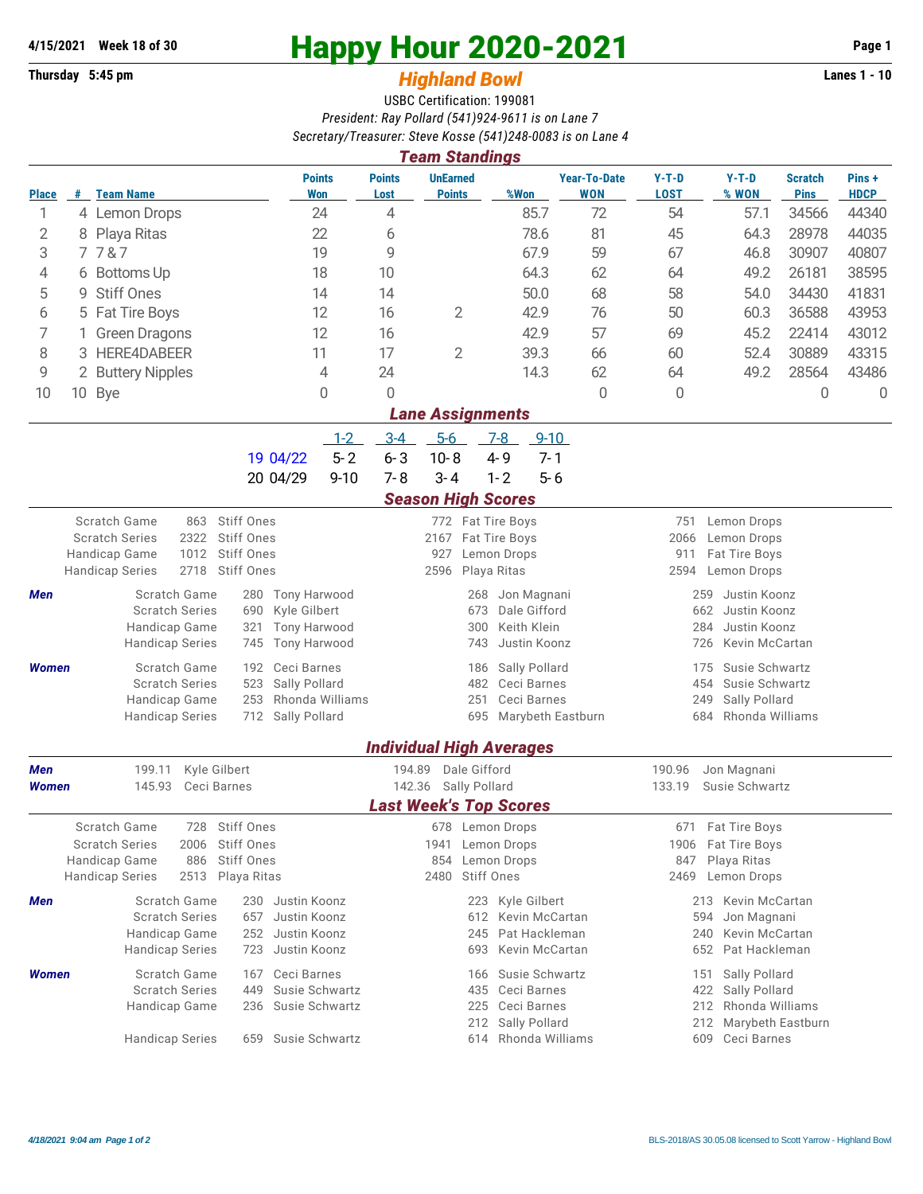**4/15/2021 Week 18 of 30**

**Thursday 5:45 pm**

# Happy Hour 2020-2021

## *Highland Bowl*

**Lanes 1 - 10**

USBC Certification: 199081

*President: Ray Pollard (541)924-9611 is on Lane 7*

*Secretary/Treasurer: Steve Kosse (541)248-0083 is on Lane 4*

### *Team Standings*

| Place | # | Team Name | Points Won | Points Lost | UnEarned Points | %Won | Year-To-Date WON | Y-T-D LOST | Y-T-D % WON | Scratch Pins | Pins + HDCP |
|---|---|---|---|---|---|---|---|---|---|---|---|
| 1 | 4 | Lemon Drops | 24 | 4 | | 85.7 | 72 | 54 | 57.1 | 34566 | 44340 |
| 2 | 8 | Playa Ritas | 22 | 6 | | 78.6 | 81 | 45 | 64.3 | 28978 | 44035 |
| 3 | 7 | 7 & 7 | 19 | 9 | | 67.9 | 59 | 67 | 46.8 | 30907 | 40807 |
| 4 | 6 | Bottoms Up | 18 | 10 | | 64.3 | 62 | 64 | 49.2 | 26181 | 38595 |
| 5 | 9 | Stiff Ones | 14 | 14 | | 50.0 | 68 | 58 | 54.0 | 34430 | 41831 |
| 6 | 5 | Fat Tire Boys | 12 | 16 | 2 | 42.9 | 76 | 50 | 60.3 | 36588 | 43953 |
| 7 | 1 | Green Dragons | 12 | 16 | | 42.9 | 57 | 69 | 45.2 | 22414 | 43012 |
| 8 | 3 | HERE4DABEER | 11 | 17 | 2 | 39.3 | 66 | 60 | 52.4 | 30889 | 43315 |
| 9 | 2 | Buttery Nipples | 4 | 24 | | 14.3 | 62 | 64 | 49.2 | 28564 | 43486 |
| 10 | 10 | Bye | 0 | 0 | | | 0 | 0 | | 0 | 0 |

### *Lane Assignments*

| | | 1-2 | 3-4 | 5-6 | 7-8 | 9-10 |
|---|---|---|---|---|---|---|
| 19 | 04/22 | 5- 2 | 6- 3 | 10- 8 | 4- 9 | 7- 1 |
| 20 | 04/29 | 9-10 | 7- 8 | 3- 4 | 1- 2 | 5- 6 |

### *Season High Scores*

| | | | | | | |
|---|---|---|---|---|---|---|
| Scratch Game | 863 | Stiff Ones | 772 | Fat Tire Boys | 751 | Lemon Drops |
| Scratch Series | 2322 | Stiff Ones | 2167 | Fat Tire Boys | 2066 | Lemon Drops |
| Handicap Game | 1012 | Stiff Ones | 927 | Lemon Drops | 911 | Fat Tire Boys |
| Handicap Series | 2718 | Stiff Ones | 2596 | Playa Ritas | 2594 | Lemon Drops |

***Men***

| | | | | | | |
|---|---|---|---|---|---|---|
| Scratch Game | 280 | Tony Harwood | 268 | Jon Magnani | 259 | Justin Koonz |
| Scratch Series | 690 | Kyle Gilbert | 673 | Dale Gifford | 662 | Justin Koonz |
| Handicap Game | 321 | Tony Harwood | 300 | Keith Klein | 284 | Justin Koonz |
| Handicap Series | 745 | Tony Harwood | 743 | Justin Koonz | 726 | Kevin McCartan |

***Women***

| | | | | | | |
|---|---|---|---|---|---|---|
| Scratch Game | 192 | Ceci Barnes | 186 | Sally Pollard | 175 | Susie Schwartz |
| Scratch Series | 523 | Sally Pollard | 482 | Ceci Barnes | 454 | Susie Schwartz |
| Handicap Game | 253 | Rhonda Williams | 251 | Ceci Barnes | 249 | Sally Pollard |
| Handicap Series | 712 | Sally Pollard | 695 | Marybeth Eastburn | 684 | Rhonda Williams |

### *Individual High Averages*

| | | | | | | |
|---|---|---|---|---|---|---|
| ***Men*** | 199.11 | Kyle Gilbert | 194.89 | Dale Gifford | 190.96 | Jon Magnani |
| ***Women*** | 145.93 | Ceci Barnes | 142.36 | Sally Pollard | 133.19 | Susie Schwartz |

### *Last Week's Top Scores*

| | | | | | | |
|---|---|---|---|---|---|---|
| Scratch Game | 728 | Stiff Ones | 678 | Lemon Drops | 671 | Fat Tire Boys |
| Scratch Series | 2006 | Stiff Ones | 1941 | Lemon Drops | 1906 | Fat Tire Boys |
| Handicap Game | 886 | Stiff Ones | 854 | Lemon Drops | 847 | Playa Ritas |
| Handicap Series | 2513 | Playa Ritas | 2480 | Stiff Ones | 2469 | Lemon Drops |

***Men***

| | | | | | | |
|---|---|---|---|---|---|---|
| Scratch Game | 230 | Justin Koonz | 223 | Kyle Gilbert | 213 | Kevin McCartan |
| Scratch Series | 657 | Justin Koonz | 612 | Kevin McCartan | 594 | Jon Magnani |
| Handicap Game | 252 | Justin Koonz | 245 | Pat Hackleman | 240 | Kevin McCartan |
| Handicap Series | 723 | Justin Koonz | 693 | Kevin McCartan | 652 | Pat Hackleman |

***Women***

| | | | | | | |
|---|---|---|---|---|---|---|
| Scratch Game | 167 | Ceci Barnes | 166 | Susie Schwartz | 151 | Sally Pollard |
| Scratch Series | 449 | Susie Schwartz | 435 | Ceci Barnes | 422 | Sally Pollard |
| Handicap Game | 236 | Susie Schwartz | 225 | Ceci Barnes | 212 | Rhonda Williams |
| | | | 212 | Sally Pollard | 212 | Marybeth Eastburn |
| Handicap Series | 659 | Susie Schwartz | 614 | Rhonda Williams | 609 | Ceci Barnes |

*4/18/2021 9:04 am*

BLS-2018/AS 30.05.08 licensed to Scott Yarrow - Highland Bowl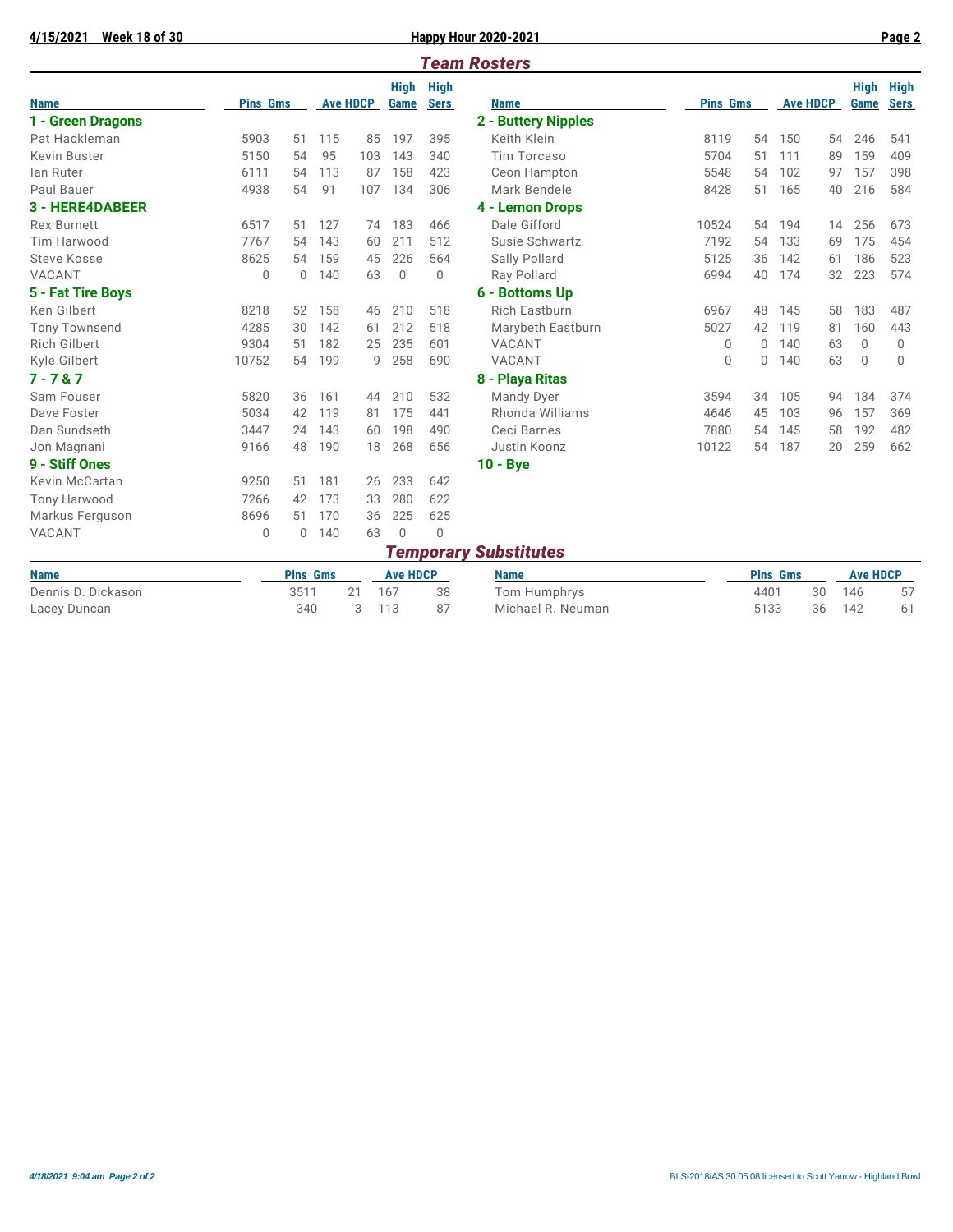## Team Rosters

| Name | Pins | Gms | Ave | HDCP | High Game | High Sers |
|---|---|---|---|---|---|---|
| **1 - Green Dragons** | | | | | | |
| Pat Hackleman | 5903 | 51 | 115 | 85 | 197 | 395 |
| Kevin Buster | 5150 | 54 | 95 | 103 | 143 | 340 |
| Ian Ruter | 6111 | 54 | 113 | 87 | 158 | 423 |
| Paul Bauer | 4938 | 54 | 91 | 107 | 134 | 306 |
| **2 - Buttery Nipples** | | | | | | |
| Keith Klein | 8119 | 54 | 150 | 54 | 246 | 541 |
| Tim Torcaso | 5704 | 51 | 111 | 89 | 159 | 409 |
| Ceon Hampton | 5548 | 54 | 102 | 97 | 157 | 398 |
| Mark Bendele | 8428 | 51 | 165 | 40 | 216 | 584 |
| **3 - HERE4DABEER** | | | | | | |
| Rex Burnett | 6517 | 51 | 127 | 74 | 183 | 466 |
| Tim Harwood | 7767 | 54 | 143 | 60 | 211 | 512 |
| Steve Kosse | 8625 | 54 | 159 | 45 | 226 | 564 |
| VACANT | 0 | 0 | 140 | 63 | 0 | 0 |
| **4 - Lemon Drops** | | | | | | |
| Dale Gifford | 10524 | 54 | 194 | 14 | 256 | 673 |
| Susie Schwartz | 7192 | 54 | 133 | 69 | 175 | 454 |
| Sally Pollard | 5125 | 36 | 142 | 61 | 186 | 523 |
| Ray Pollard | 6994 | 40 | 174 | 32 | 223 | 574 |
| **5 - Fat Tire Boys** | | | | | | |
| Ken Gilbert | 8218 | 52 | 158 | 46 | 210 | 518 |
| Tony Townsend | 4285 | 30 | 142 | 61 | 212 | 518 |
| Rich Gilbert | 9304 | 51 | 182 | 25 | 235 | 601 |
| Kyle Gilbert | 10752 | 54 | 199 | 9 | 258 | 690 |
| **6 - Bottoms Up** | | | | | | |
| Rich Eastburn | 6967 | 48 | 145 | 58 | 183 | 487 |
| Marybeth Eastburn | 5027 | 42 | 119 | 81 | 160 | 443 |
| VACANT | 0 | 0 | 140 | 63 | 0 | 0 |
| VACANT | 0 | 0 | 140 | 63 | 0 | 0 |
| **7 - 7 & 7** | | | | | | |
| Sam Fouser | 5820 | 36 | 161 | 44 | 210 | 532 |
| Dave Foster | 5034 | 42 | 119 | 81 | 175 | 441 |
| Dan Sundseth | 3447 | 24 | 143 | 60 | 198 | 490 |
| Jon Magnani | 9166 | 48 | 190 | 18 | 268 | 656 |
| **8 - Playa Ritas** | | | | | | |
| Mandy Dyer | 3594 | 34 | 105 | 94 | 134 | 374 |
| Rhonda Williams | 4646 | 45 | 103 | 96 | 157 | 369 |
| Ceci Barnes | 7880 | 54 | 145 | 58 | 192 | 482 |
| Justin Koonz | 10122 | 54 | 187 | 20 | 259 | 662 |
| **9 - Stiff Ones** | | | | | | |
| Kevin McCartan | 9250 | 51 | 181 | 26 | 233 | 642 |
| Tony Harwood | 7266 | 42 | 173 | 33 | 280 | 622 |
| Markus Ferguson | 8696 | 51 | 170 | 36 | 225 | 625 |
| VACANT | 0 | 0 | 140 | 63 | 0 | 0 |
| **10 - Bye** | | | | | | |

## Temporary Substitutes

| Name | Pins | Gms | Ave | HDCP |
|---|---|---|---|---|
| Dennis D. Dickason | 3511 | 21 | 167 | 38 |
| Lacey Duncan | 340 | 3 | 113 | 87 |
| Tom Humphrys | 4401 | 30 | 146 | 57 |
| Michael R. Neuman | 5133 | 36 | 142 | 61 |